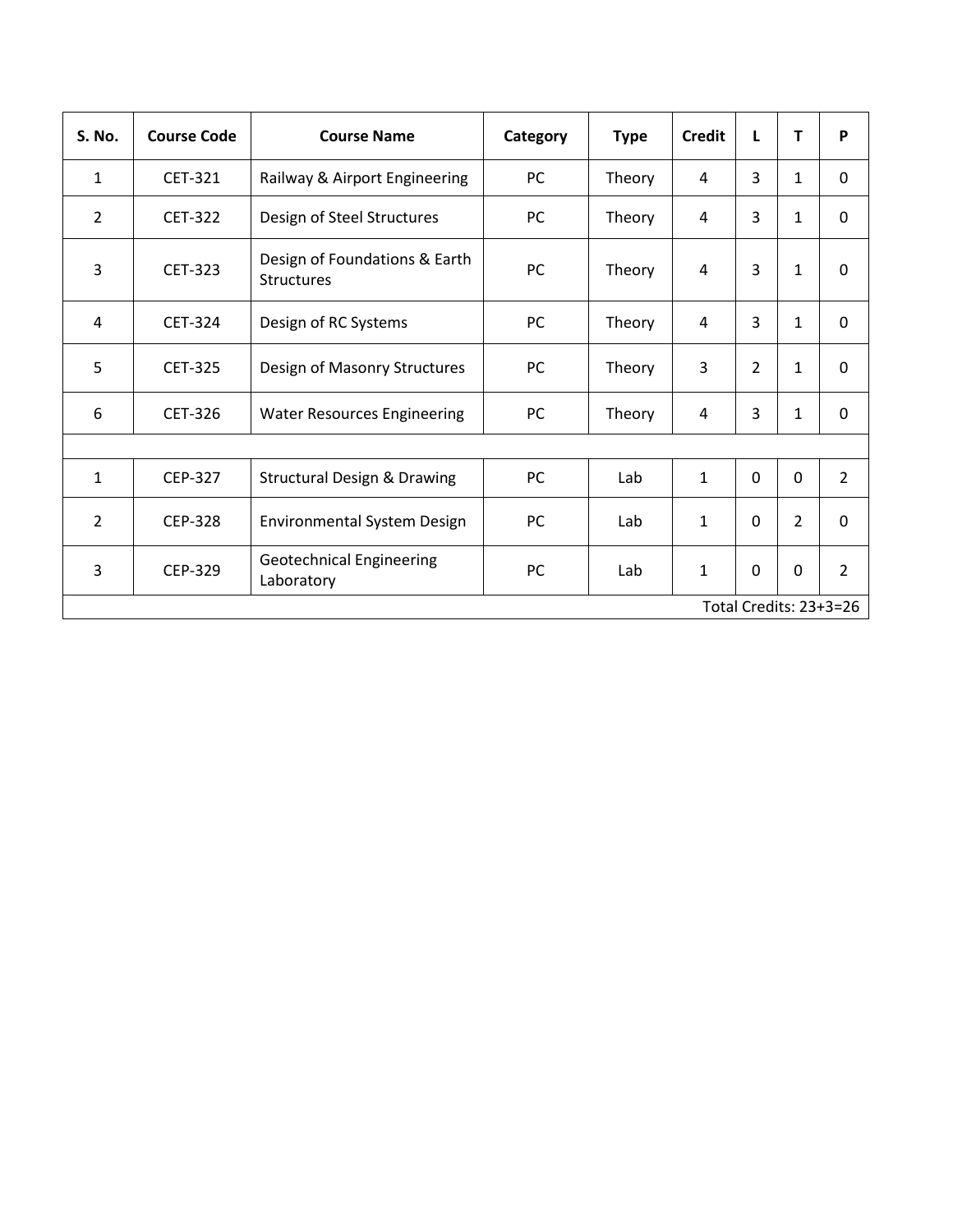| S. No. | Course Code | Course Name | Category | Type | Credit | L | T | P |
|---|---|---|---|---|---|---|---|---|
| 1 | CET-321 | Railway & Airport Engineering | PC | Theory | 4 | 3 | 1 | 0 |
| 2 | CET-322 | Design of Steel Structures | PC | Theory | 4 | 3 | 1 | 0 |
| 3 | CET-323 | Design of Foundations & Earth Structures | PC | Theory | 4 | 3 | 1 | 0 |
| 4 | CET-324 | Design of RC Systems | PC | Theory | 4 | 3 | 1 | 0 |
| 5 | CET-325 | Design of Masonry Structures | PC | Theory | 3 | 2 | 1 | 0 |
| 6 | CET-326 | Water Resources Engineering | PC | Theory | 4 | 3 | 1 | 0 |
| | | | | | | | | |
| 1 | CEP-327 | Structural Design & Drawing | PC | Lab | 1 | 0 | 0 | 2 |
| 2 | CEP-328 | Environmental System Design | PC | Lab | 1 | 0 | 2 | 0 |
| 3 | CEP-329 | Geotechnical Engineering Laboratory | PC | Lab | 1 | 0 | 0 | 2 |
| | | | | | | | | Total Credits: 23+3=26 |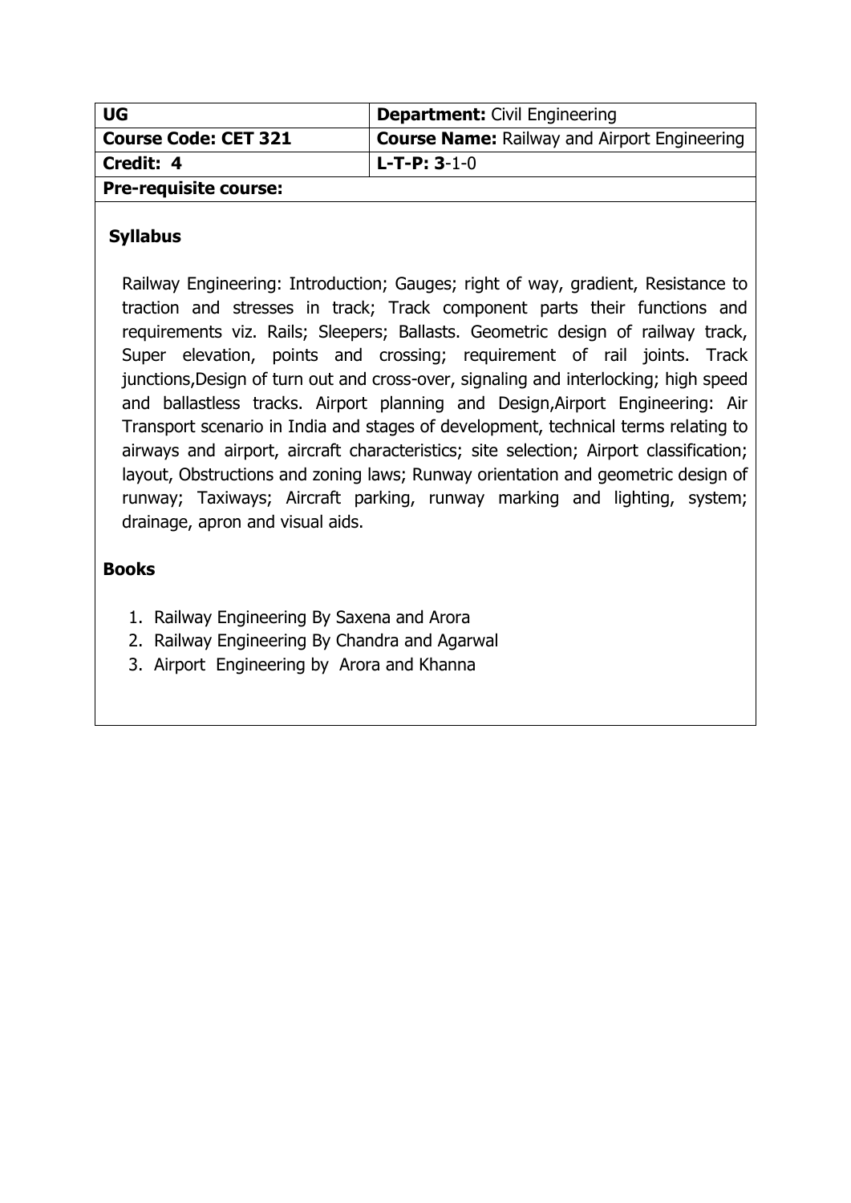| UG | **Department:** Civil Engineering |
|---|---|
| **Course Code: CET 321** | **Course Name:** Railway and Airport Engineering |
| **Credit: 4** | **L-T-P: 3**-1-0 |
| **Pre-requisite course:** | |

## Syllabus

Railway Engineering: Introduction; Gauges; right of way, gradient, Resistance to traction and stresses in track; Track component parts their functions and requirements viz. Rails; Sleepers; Ballasts. Geometric design of railway track, Super elevation, points and crossing; requirement of rail joints. Track junctions,Design of turn out and cross-over, signaling and interlocking; high speed and ballastless tracks. Airport planning and Design,Airport Engineering: Air Transport scenario in India and stages of development, technical terms relating to airways and airport, aircraft characteristics; site selection; Airport classification; layout, Obstructions and zoning laws; Runway orientation and geometric design of runway; Taxiways; Aircraft parking, runway marking and lighting, system; drainage, apron and visual aids.

## Books

1. Railway Engineering By Saxena and Arora
2. Railway Engineering By Chandra and Agarwal
3. Airport Engineering by Arora and Khanna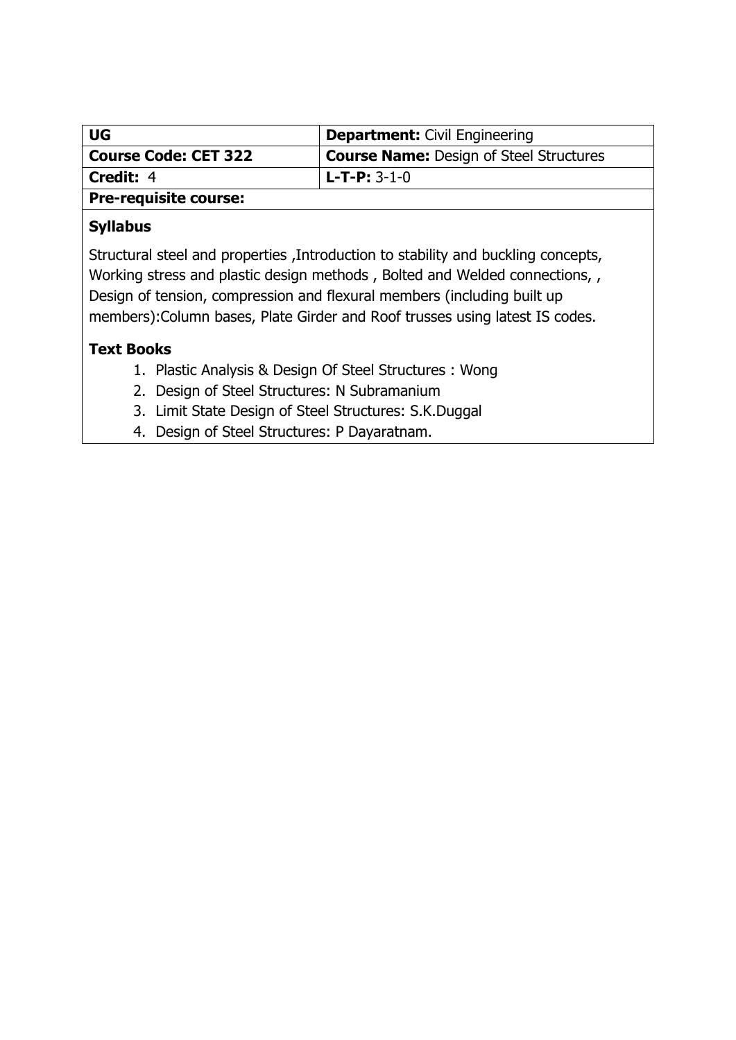| UG | **Department:** Civil Engineering |
| --- | --- |
| **Course Code: CET 322** | **Course Name:** Design of Steel Structures |
| **Credit:** 4 | **L-T-P:** 3-1-0 |
| **Pre-requisite course:** | |

**Syllabus**

Structural steel and properties ,Introduction to stability and buckling concepts, Working stress and plastic design methods , Bolted and Welded connections, , Design of tension, compression and flexural members (including built up members):Column bases, Plate Girder and Roof trusses using latest IS codes.

**Text Books**

1. Plastic Analysis & Design Of Steel Structures : Wong
2. Design of Steel Structures: N Subramanium
3. Limit State Design of Steel Structures: S.K.Duggal
4. Design of Steel Structures: P Dayaratnam.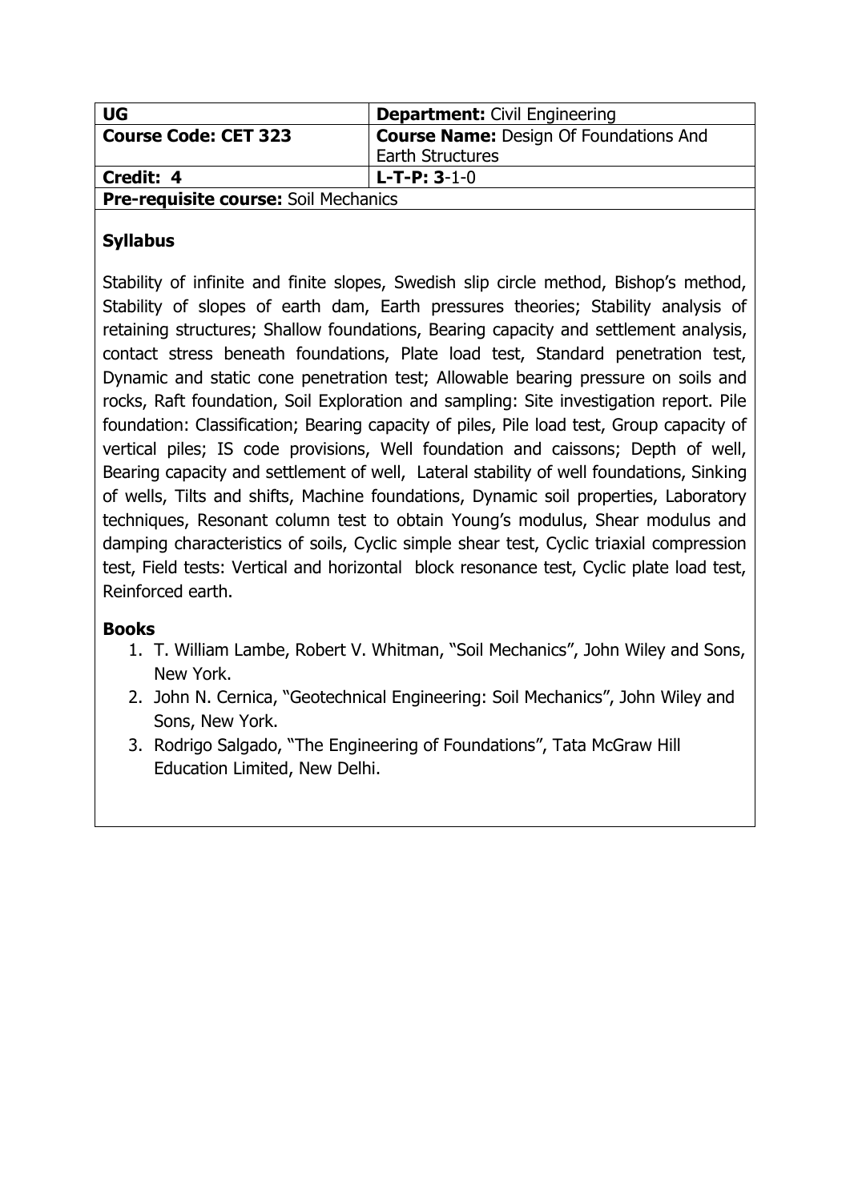| UG | **Department:** Civil Engineering |
| --- | --- |
| **Course Code: CET 323** | **Course Name:** Design Of Foundations And Earth Structures |
| **Credit: 4** | **L-T-P: 3**-1-0 |
| **Pre-requisite course:** Soil Mechanics | |

### Syllabus

Stability of infinite and finite slopes, Swedish slip circle method, Bishop's method, Stability of slopes of earth dam, Earth pressures theories; Stability analysis of retaining structures; Shallow foundations, Bearing capacity and settlement analysis, contact stress beneath foundations, Plate load test, Standard penetration test, Dynamic and static cone penetration test; Allowable bearing pressure on soils and rocks, Raft foundation, Soil Exploration and sampling: Site investigation report. Pile foundation: Classification; Bearing capacity of piles, Pile load test, Group capacity of vertical piles; IS code provisions, Well foundation and caissons; Depth of well, Bearing capacity and settlement of well, Lateral stability of well foundations, Sinking of wells, Tilts and shifts, Machine foundations, Dynamic soil properties, Laboratory techniques, Resonant column test to obtain Young's modulus, Shear modulus and damping characteristics of soils, Cyclic simple shear test, Cyclic triaxial compression test, Field tests: Vertical and horizontal block resonance test, Cyclic plate load test, Reinforced earth.

### Books

1. T. William Lambe, Robert V. Whitman, "Soil Mechanics", John Wiley and Sons, New York.
2. John N. Cernica, "Geotechnical Engineering: Soil Mechanics", John Wiley and Sons, New York.
3. Rodrigo Salgado, "The Engineering of Foundations", Tata McGraw Hill Education Limited, New Delhi.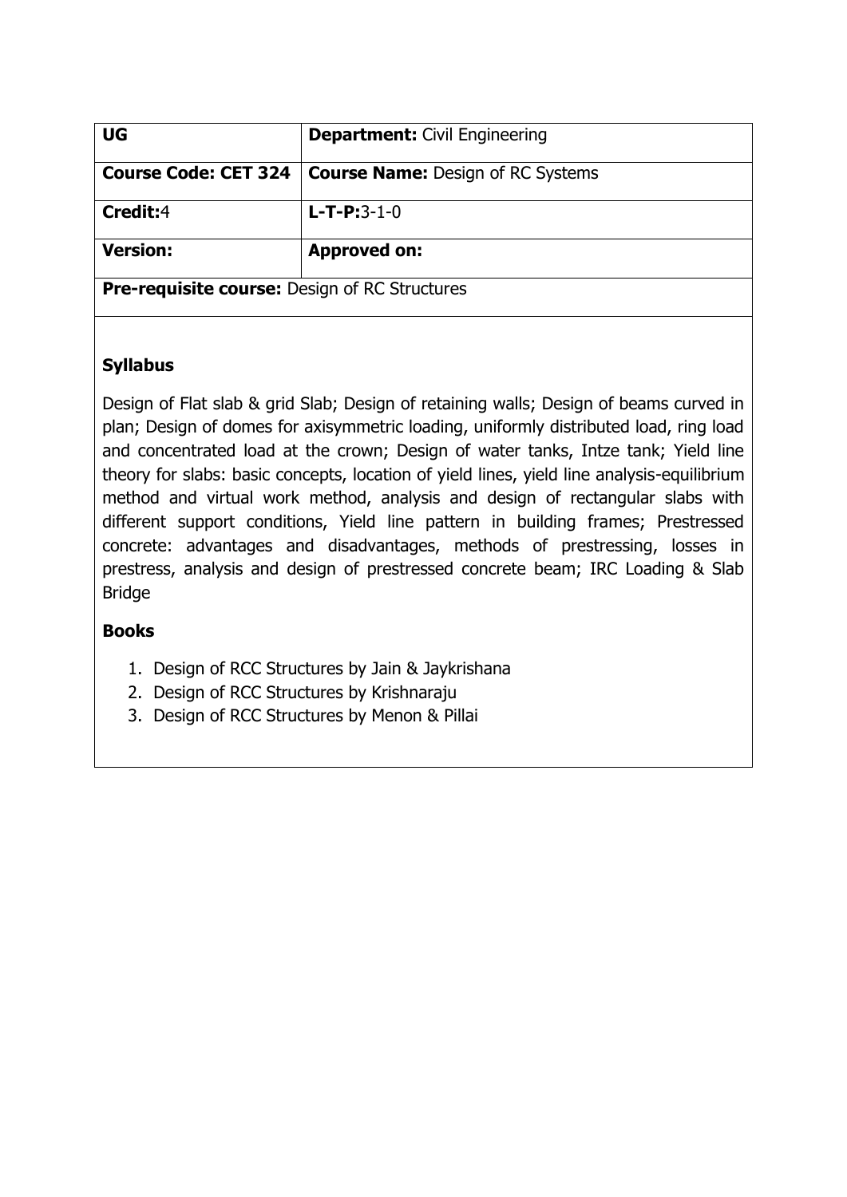| UG | **Department:** Civil Engineering |
| --- | --- |
| **Course Code: CET 324** | **Course Name:** Design of RC Systems |
| **Credit:**4 | **L-T-P:**3-1-0 |
| **Version:** | **Approved on:** |
| **Pre-requisite course:** Design of RC Structures | |

## Syllabus

Design of Flat slab & grid Slab; Design of retaining walls; Design of beams curved in plan; Design of domes for axisymmetric loading, uniformly distributed load, ring load and concentrated load at the crown; Design of water tanks, Intze tank; Yield line theory for slabs: basic concepts, location of yield lines, yield line analysis-equilibrium method and virtual work method, analysis and design of rectangular slabs with different support conditions, Yield line pattern in building frames; Prestressed concrete: advantages and disadvantages, methods of prestressing, losses in prestress, analysis and design of prestressed concrete beam; IRC Loading & Slab Bridge

## Books

1. Design of RCC Structures by Jain & Jaykrishana
2. Design of RCC Structures by Krishnaraju
3. Design of RCC Structures by Menon & Pillai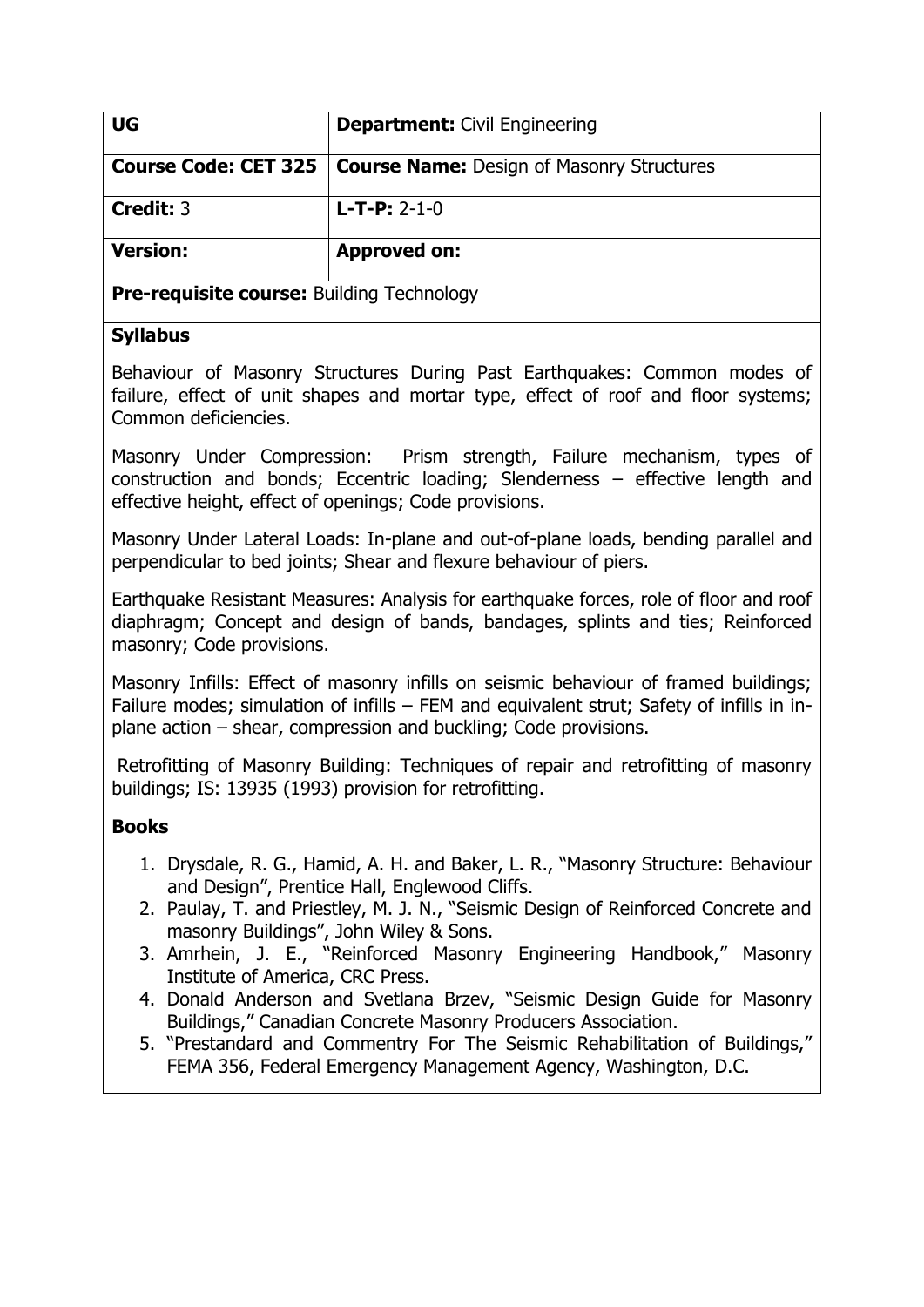| UG | **Department:** Civil Engineering |
| --- | --- |
| **Course Code: CET 325** | **Course Name:** Design of Masonry Structures |
| **Credit:** 3 | **L-T-P:** 2-1-0 |
| **Version:** | **Approved on:** |

**Pre-requisite course:** Building Technology

## Syllabus

Behaviour of Masonry Structures During Past Earthquakes: Common modes of failure, effect of unit shapes and mortar type, effect of roof and floor systems; Common deficiencies.

Masonry Under Compression: Prism strength, Failure mechanism, types of construction and bonds; Eccentric loading; Slenderness – effective length and effective height, effect of openings; Code provisions.

Masonry Under Lateral Loads: In-plane and out-of-plane loads, bending parallel and perpendicular to bed joints; Shear and flexure behaviour of piers.

Earthquake Resistant Measures: Analysis for earthquake forces, role of floor and roof diaphragm; Concept and design of bands, bandages, splints and ties; Reinforced masonry; Code provisions.

Masonry Infills: Effect of masonry infills on seismic behaviour of framed buildings; Failure modes; simulation of infills – FEM and equivalent strut; Safety of infills in in-plane action – shear, compression and buckling; Code provisions.

Retrofitting of Masonry Building: Techniques of repair and retrofitting of masonry buildings; IS: 13935 (1993) provision for retrofitting.

## Books

1. Drysdale, R. G., Hamid, A. H. and Baker, L. R., "Masonry Structure: Behaviour and Design", Prentice Hall, Englewood Cliffs.
2. Paulay, T. and Priestley, M. J. N., "Seismic Design of Reinforced Concrete and masonry Buildings", John Wiley & Sons.
3. Amrhein, J. E., "Reinforced Masonry Engineering Handbook," Masonry Institute of America, CRC Press.
4. Donald Anderson and Svetlana Brzev, "Seismic Design Guide for Masonry Buildings," Canadian Concrete Masonry Producers Association.
5. "Prestandard and Commentry For The Seismic Rehabilitation of Buildings," FEMA 356, Federal Emergency Management Agency, Washington, D.C.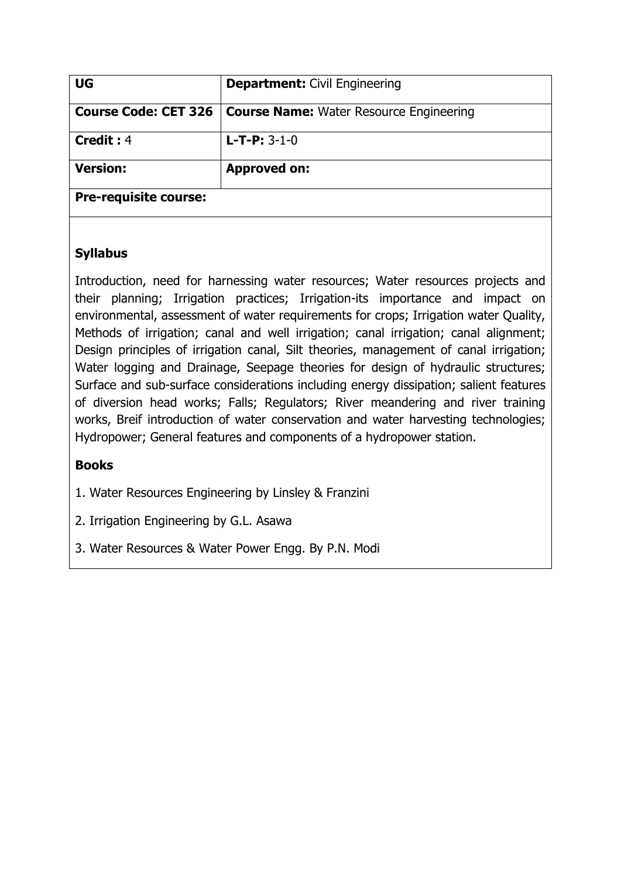| UG | **Department:** Civil Engineering |
| --- | --- |
| **Course Code: CET 326** | **Course Name:** Water Resource Engineering |
| **Credit :** 4 | **L-T-P:** 3-1-0 |
| **Version:** | **Approved on:** |
| **Pre-requisite course:** | |

**Syllabus**

Introduction, need for harnessing water resources; Water resources projects and their planning; Irrigation practices; Irrigation-its importance and impact on environmental, assessment of water requirements for crops; Irrigation water Quality, Methods of irrigation; canal and well irrigation; canal irrigation; canal alignment; Design principles of irrigation canal, Silt theories, management of canal irrigation; Water logging and Drainage, Seepage theories for design of hydraulic structures; Surface and sub-surface considerations including energy dissipation; salient features of diversion head works; Falls; Regulators; River meandering and river training works, Breif introduction of water conservation and water harvesting technologies; Hydropower; General features and components of a hydropower station.

**Books**

1. Water Resources Engineering by Linsley & Franzini
2. Irrigation Engineering by G.L. Asawa
3. Water Resources & Water Power Engg. By P.N. Modi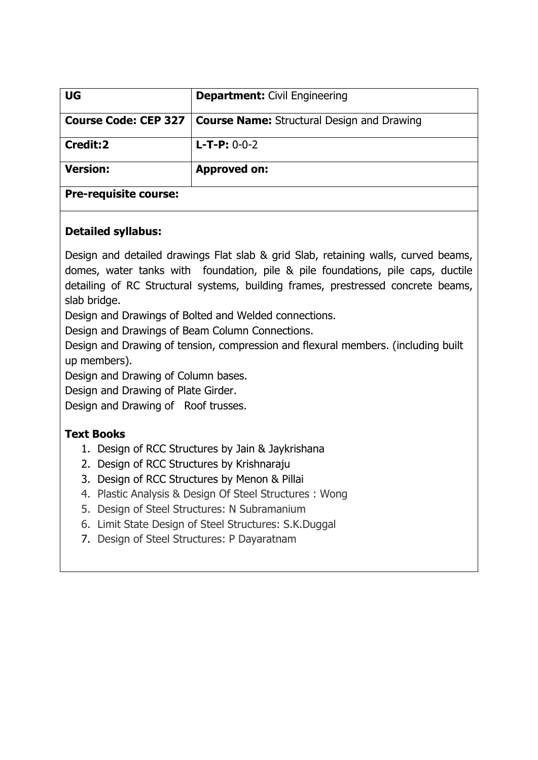| UG | **Department:** Civil Engineering |
|---|---|
| **Course Code: CEP 327** | **Course Name:** Structural Design and Drawing |
| **Credit:2** | **L-T-P:** 0-0-2 |
| **Version:** | **Approved on:** |
| **Pre-requisite course:** | |

**Detailed syllabus:**

Design and detailed drawings Flat slab & grid Slab, retaining walls, curved beams, domes, water tanks with foundation, pile & pile foundations, pile caps, ductile detailing of RC Structural systems, building frames, prestressed concrete beams, slab bridge.

Design and Drawings of Bolted and Welded connections.

Design and Drawings of Beam Column Connections.

Design and Drawing of tension, compression and flexural members. (including built up members).

Design and Drawing of Column bases.

Design and Drawing of Plate Girder.

Design and Drawing of Roof trusses.

**Text Books**

1. Design of RCC Structures by Jain & Jaykrishana
2. Design of RCC Structures by Krishnaraju
3. Design of RCC Structures by Menon & Pillai
4. Plastic Analysis & Design Of Steel Structures : Wong
5. Design of Steel Structures: N Subramanium
6. Limit State Design of Steel Structures: S.K.Duggal
7. Design of Steel Structures: P Dayaratnam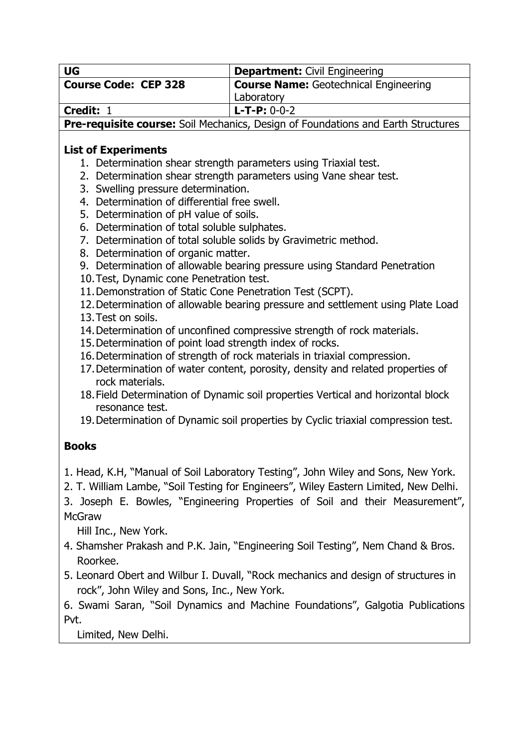| UG | **Department:** Civil Engineering |
| --- | --- |
| **Course Code: CEP 328** | **Course Name:** Geotechnical Engineering Laboratory |
| **Credit:** 1 | **L-T-P:** 0-0-2 |
| **Pre-requisite course:** Soil Mechanics, Design of Foundations and Earth Structures | |

### List of Experiments

1. Determination shear strength parameters using Triaxial test.
2. Determination shear strength parameters using Vane shear test.
3. Swelling pressure determination.
4. Determination of differential free swell.
5. Determination of pH value of soils.
6. Determination of total soluble sulphates.
7. Determination of total soluble solids by Gravimetric method.
8. Determination of organic matter.
9. Determination of allowable bearing pressure using Standard Penetration
10. Test, Dynamic cone Penetration test.
11. Demonstration of Static Cone Penetration Test (SCPT).
12. Determination of allowable bearing pressure and settlement using Plate Load
13. Test on soils.
14. Determination of unconfined compressive strength of rock materials.
15. Determination of point load strength index of rocks.
16. Determination of strength of rock materials in triaxial compression.
17. Determination of water content, porosity, density and related properties of rock materials.
18. Field Determination of Dynamic soil properties Vertical and horizontal block resonance test.
19. Determination of Dynamic soil properties by Cyclic triaxial compression test.

### Books

1. Head, K.H, "Manual of Soil Laboratory Testing", John Wiley and Sons, New York.
2. T. William Lambe, "Soil Testing for Engineers", Wiley Eastern Limited, New Delhi.
3. Joseph E. Bowles, "Engineering Properties of Soil and their Measurement", McGraw Hill Inc., New York.
4. Shamsher Prakash and P.K. Jain, "Engineering Soil Testing", Nem Chand & Bros. Roorkee.
5. Leonard Obert and Wilbur I. Duvall, "Rock mechanics and design of structures in rock", John Wiley and Sons, Inc., New York.
6. Swami Saran, "Soil Dynamics and Machine Foundations", Galgotia Publications Pvt. Limited, New Delhi.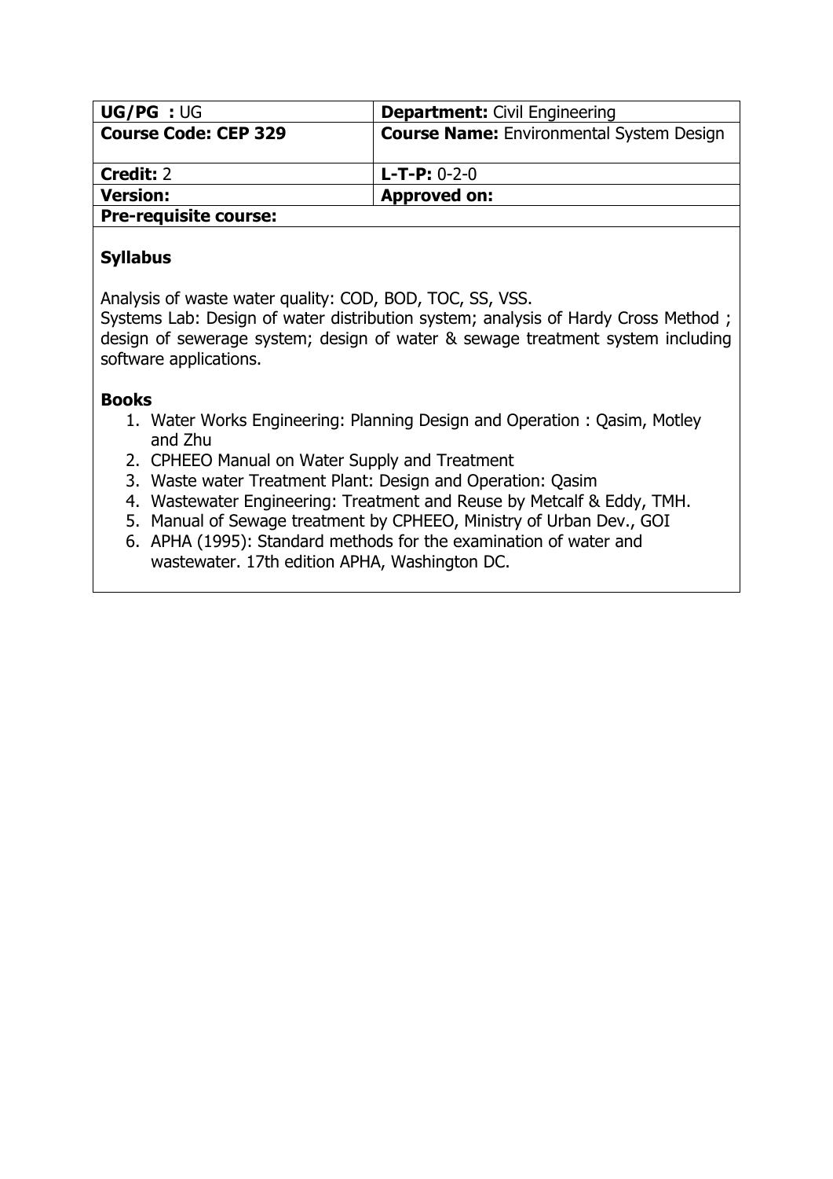| UG/PG : UG | Department: Civil Engineering |
|---|---|
| Course Code: CEP 329 | Course Name: Environmental System Design |
| Credit: 2 | L-T-P: 0-2-0 |
| Version: | Approved on: |
| Pre-requisite course: | |

**Syllabus**

Analysis of waste water quality: COD, BOD, TOC, SS, VSS.
Systems Lab: Design of water distribution system; analysis of Hardy Cross Method ; design of sewerage system; design of water & sewage treatment system including software applications.

**Books**

1. Water Works Engineering: Planning Design and Operation : Qasim, Motley and Zhu
2. CPHEEO Manual on Water Supply and Treatment
3. Waste water Treatment Plant: Design and Operation: Qasim
4. Wastewater Engineering: Treatment and Reuse by Metcalf & Eddy, TMH.
5. Manual of Sewage treatment by CPHEEO, Ministry of Urban Dev., GOI
6. APHA (1995): Standard methods for the examination of water and wastewater. 17th edition APHA, Washington DC.